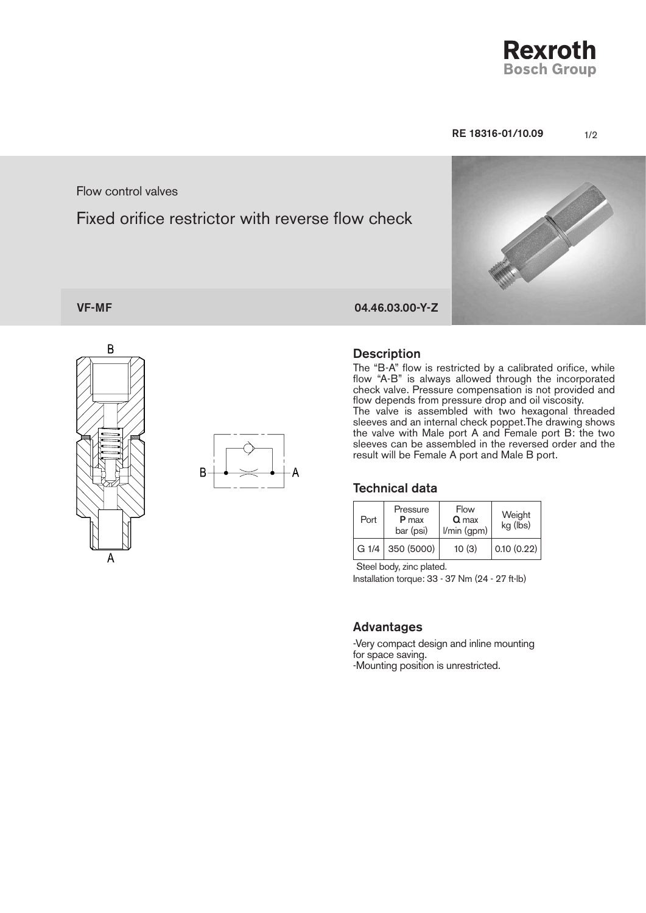Rexroth
Bosch Group

RE 18316-01/10.09

Flow control valves

# Fixed orifice restrictor with reverse flow check

**VF-MF** **04.46.03.00-Y-Z**

## Description

The “B-A” flow is restricted by a calibrated orifice, while flow “A-B” is always allowed through the incorporated check valve. Pressure compensation is not provided and flow depends from pressure drop and oil viscosity.
The valve is assembled with two hexagonal threaded sleeves and an internal check poppet.The drawing shows the valve with Male port A and Female port B: the two sleeves can be assembled in the reversed order and the result will be Female A port and Male B port.

## Technical data

| Port | Pressure **P** max bar (psi) | Flow **Q** max l/min (gpm) | Weight kg (lbs) |
|---|---|---|---|
| G 1/4 | 350 (5000) | 10 (3) | 0.10 (0.22) |

Steel body, zinc plated.
Installation torque: 33 - 37 Nm (24 - 27 ft-lb)

## Advantages

-Very compact design and inline mounting for space saving.
-Mounting position is unrestricted.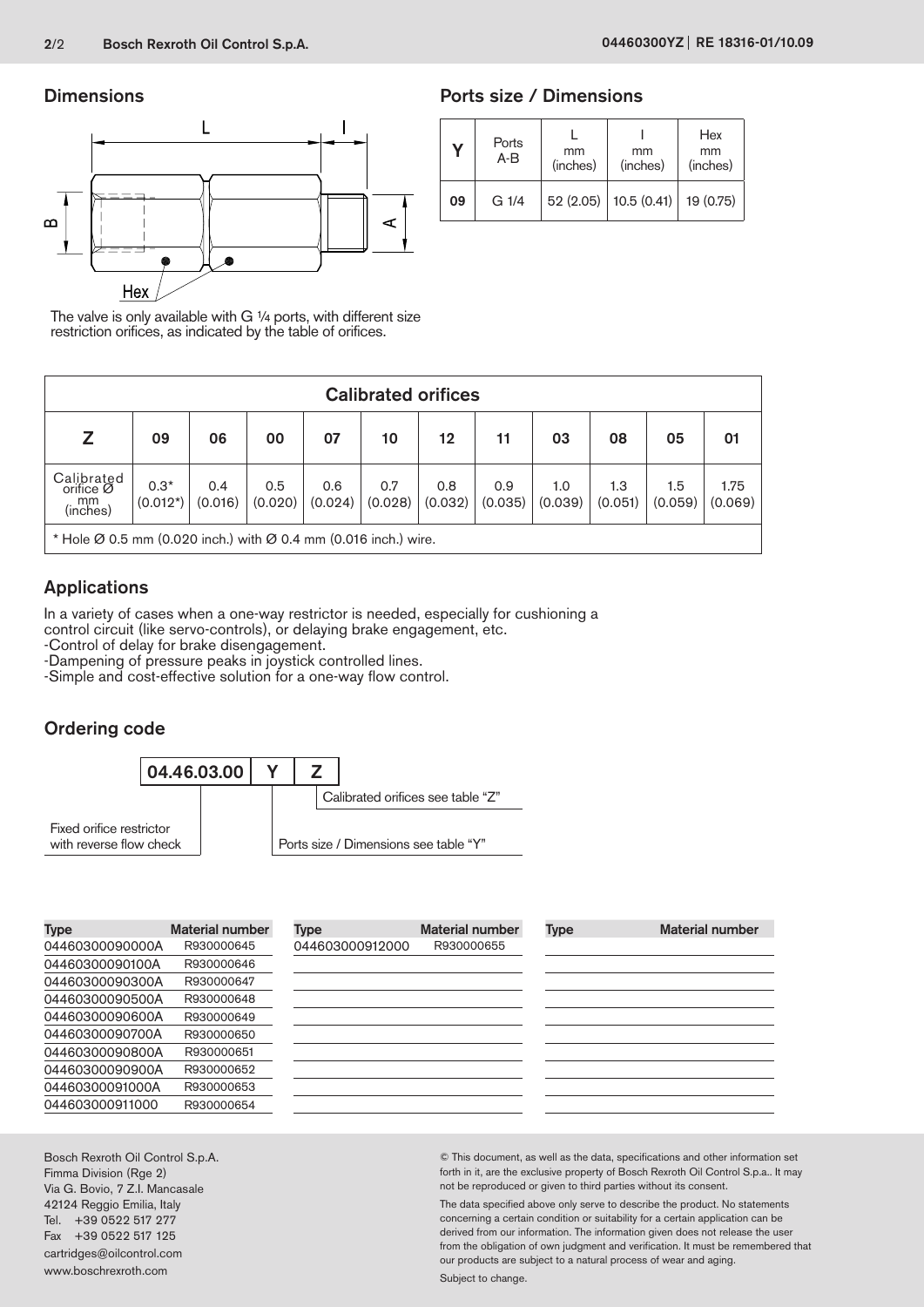## Dimensions

L

l

B

A

Hex

The valve is only available with G 1/4 ports, with different size restriction orifices, as indicated by the table of orifices.

## Ports size / Dimensions

| Y | Ports A-B | L mm (inches) | l mm (inches) | Hex mm (inches) |
|---|---|---|---|---|
| 09 | G 1/4 | 52 (2.05) | 10.5 (0.41) | 19 (0.75) |

| Calibrated orifices | | | | | | | | | | | |
|---|---|---|---|---|---|---|---|---|---|---|---|
| Z | 09 | 06 | 00 | 07 | 10 | 12 | 11 | 03 | 08 | 05 | 01 |
| Calibrated orifice Ø mm (inches) | 0.3* (0.012*) | 0.4 (0.016) | 0.5 (0.020) | 0.6 (0.024) | 0.7 (0.028) | 0.8 (0.032) | 0.9 (0.035) | 1.0 (0.039) | 1.3 (0.051) | 1.5 (0.059) | 1.75 (0.069) |

* Hole Ø 0.5 mm (0.020 inch.) with Ø 0.4 mm (0.016 inch.) wire.

## Applications

In a variety of cases when a one-way restrictor is needed, especially for cushioning a control circuit (like servo-controls), or delaying brake engagement, etc.
-Control of delay for brake disengagement.
-Dampening of pressure peaks in joystick controlled lines.
-Simple and cost-effective solution for a one-way flow control.

## Ordering code

| 04.46.03.00 | Y | Z |
|---|---|---|

Fixed orifice restrictor with reverse flow check

Y: Ports size / Dimensions see table "Y"

Z: Calibrated orifices see table "Z"

| Type | Material number | Type | Material number | Type | Material number |
|---|---|---|---|---|---|
| 04460300090000A | R930000645 | 044603000912000 | R930000655 | | |
| 04460300090100A | R930000646 | | | | |
| 04460300090300A | R930000647 | | | | |
| 04460300090500A | R930000648 | | | | |
| 04460300090600A | R930000649 | | | | |
| 04460300090700A | R930000650 | | | | |
| 04460300090800A | R930000651 | | | | |
| 04460300090900A | R930000652 | | | | |
| 04460300091000A | R930000653 | | | | |
| 044603000911000 | R930000654 | | | | |

Bosch Rexroth Oil Control S.p.A.
Fimma Division (Rge 2)
Via G. Bovio, 7 Z.I. Mancasale
42124 Reggio Emilia, Italy
Tel. +39 0522 517 277
Fax +39 0522 517 125
cartridges@oilcontrol.com
www.boschrexroth.com

© This document, as well as the data, specifications and other information set forth in it, are the exclusive property of Bosch Rexroth Oil Control S.p.a.. It may not be reproduced or given to third parties without its consent.

The data specified above only serve to describe the product. No statements concerning a certain condition or suitability for a certain application can be derived from our information. The information given does not release the user from the obligation of own judgment and verification. It must be remembered that our products are subject to a natural process of wear and aging.

Subject to change.